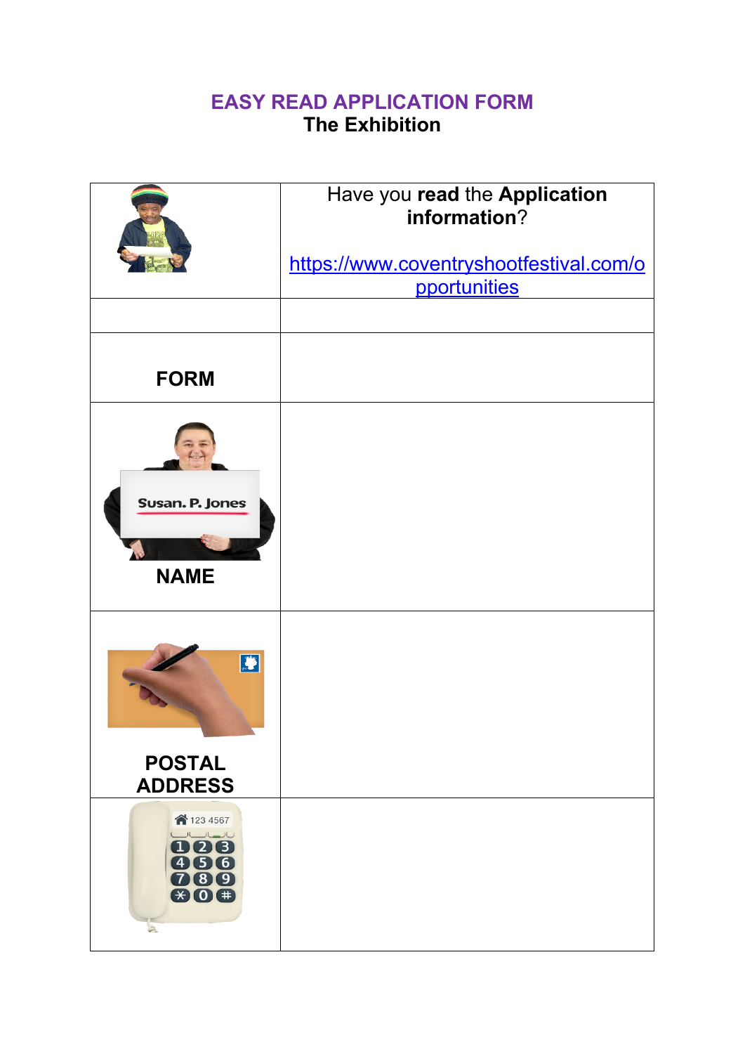# EASY READ APPLICATION FORM

## The Exhibition

| | |
|---|---|
| | Have you **read** the **Application information**?<br><br>https://www.coventryshootfestival.com/opportunities |
| | |
| **FORM** | |
| **NAME** | |
| **POSTAL ADDRESS** | |
| | |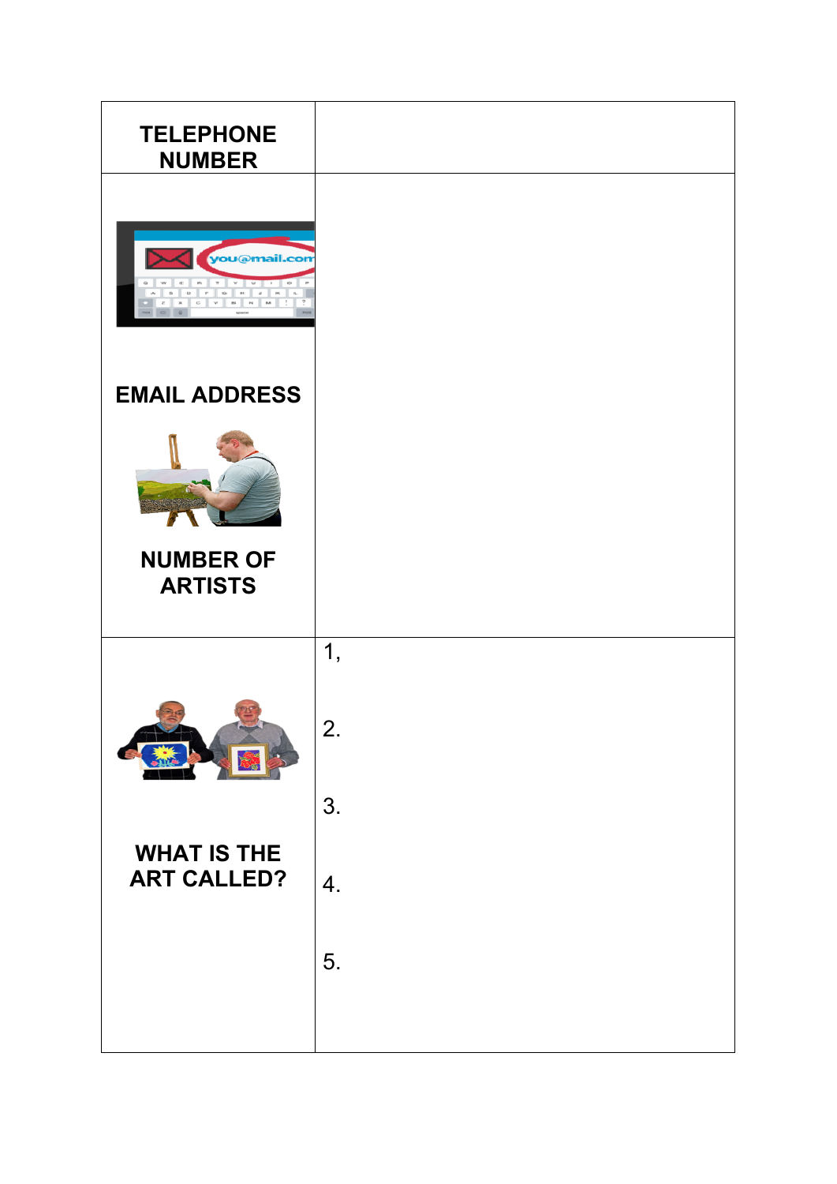| TELEPHONE NUMBER | |
| --- | --- |
| EMAIL ADDRESS<br><br>NUMBER OF ARTISTS | |
| WHAT IS THE ART CALLED? | 1,<br><br>2.<br><br>3.<br><br>4.<br><br>5. |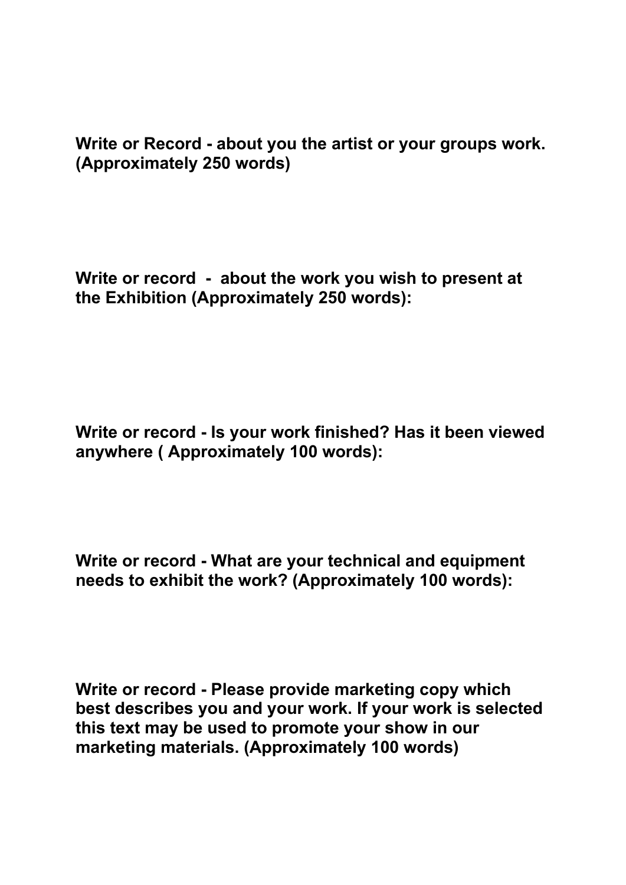**Write or Record - about you the artist or your groups work. (Approximately 250 words)**

**Write or record - about the work you wish to present at the Exhibition (Approximately 250 words):**

**Write or record - Is your work finished? Has it been viewed anywhere ( Approximately 100 words):**

**Write or record - What are your technical and equipment needs to exhibit the work? (Approximately 100 words):**

**Write or record - Please provide marketing copy which best describes you and your work. If your work is selected this text may be used to promote your show in our marketing materials. (Approximately 100 words)**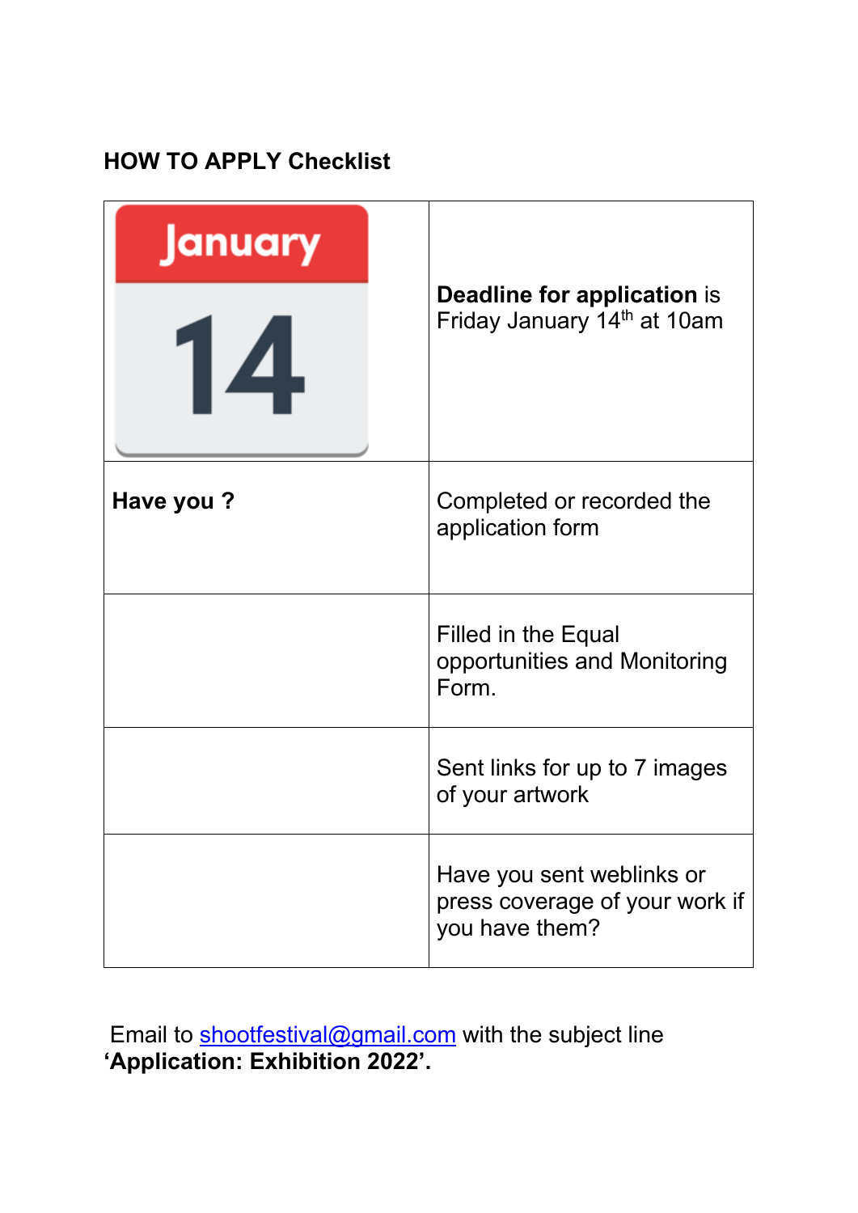**HOW TO APPLY Checklist**

| January 14 | **Deadline for application** is Friday January 14th at 10am |
|---|---|
| **Have you ?** | Completed or recorded the application form |
| | Filled in the Equal opportunities and Monitoring Form. |
| | Sent links for up to 7 images of your artwork |
| | Have you sent weblinks or press coverage of your work if you have them? |

Email to shootfestival@gmail.com with the subject line **'Application: Exhibition 2022'.**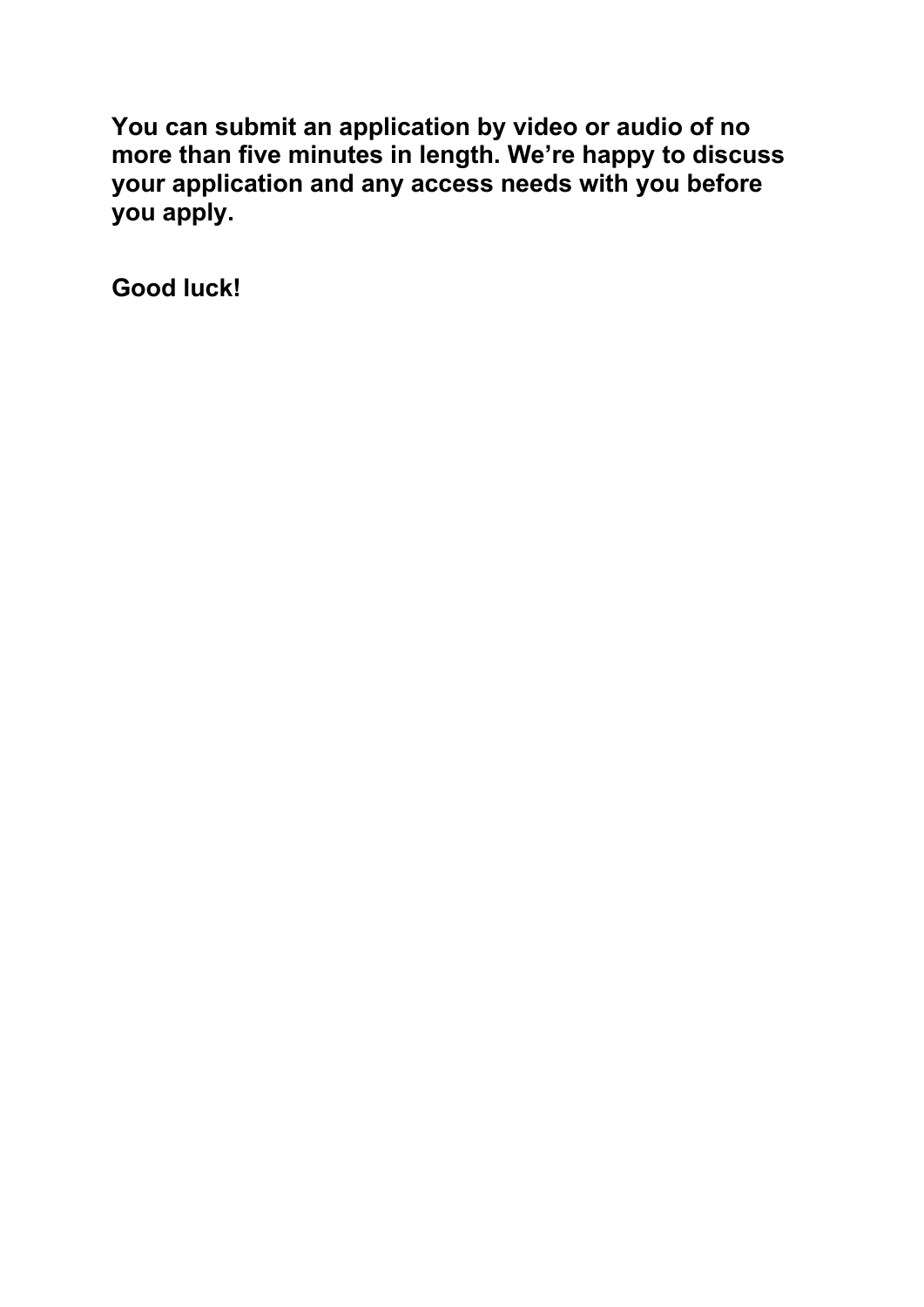**You can submit an application by video or audio of no more than five minutes in length. We're happy to discuss your application and any access needs with you before you apply.**

**Good luck!**